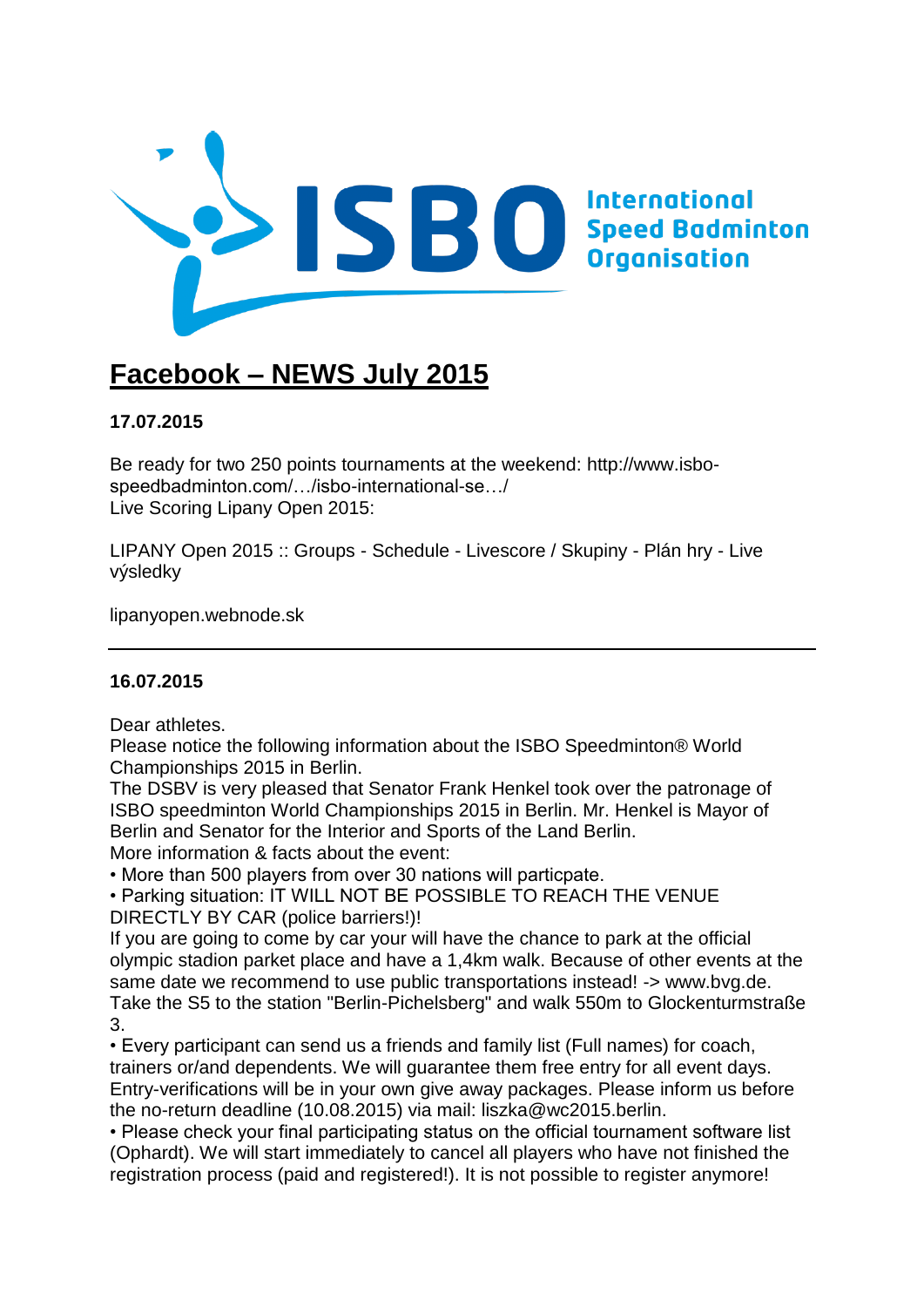ISBO International Speed Badminton Organisation

# Facebook – NEWS July 2015

**17.07.2015**

Be ready for two 250 points tournaments at the weekend: http://www.isbo-speedbadminton.com/…/isbo-international-se…/
Live Scoring Lipany Open 2015:

LIPANY Open 2015 :: Groups - Schedule - Livescore / Skupiny - Plán hry - Live výsledky

lipanyopen.webnode.sk

---

**16.07.2015**

Dear athletes.
Please notice the following information about the ISBO Speedminton® World Championships 2015 in Berlin.
The DSBV is very pleased that Senator Frank Henkel took over the patronage of ISBO speedminton World Championships 2015 in Berlin. Mr. Henkel is Mayor of Berlin and Senator for the Interior and Sports of the Land Berlin.
More information & facts about the event:

- More than 500 players from over 30 nations will particpate.
- Parking situation: IT WILL NOT BE POSSIBLE TO REACH THE VENUE DIRECTLY BY CAR (police barriers!)!
If you are going to come by car your will have the chance to park at the official olympic stadion parket place and have a 1,4km walk. Because of other events at the same date we recommend to use public transportations instead! -> www.bvg.de. Take the S5 to the station "Berlin-Pichelsberg" and walk 550m to Glockenturmstraße 3.
- Every participant can send us a friends and family list (Full names) for coach, trainers or/and dependents. We will guarantee them free entry for all event days. Entry-verifications will be in your own give away packages. Please inform us before the no-return deadline (10.08.2015) via mail: liszka@wc2015.berlin.
- Please check your final participating status on the official tournament software list (Ophardt). We will start immediately to cancel all players who have not finished the registration process (paid and registered!). It is not possible to register anymore!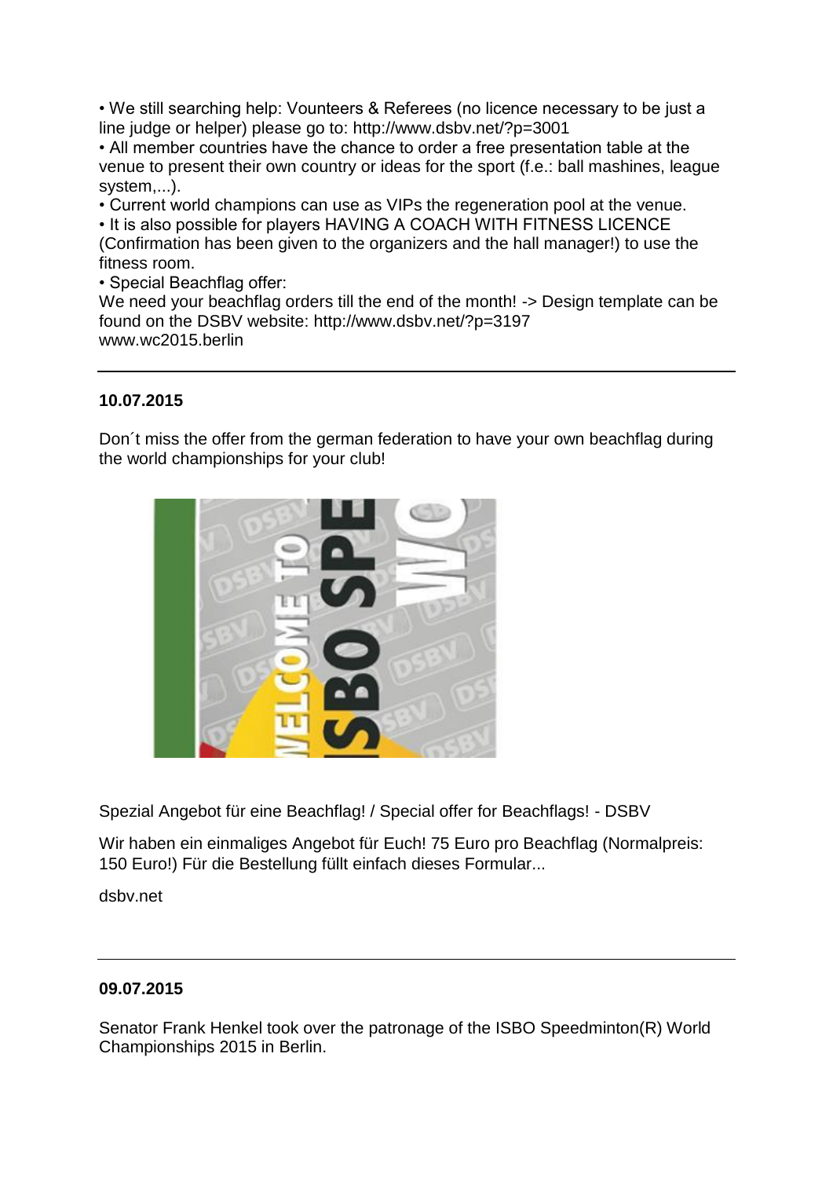• We still searching help: Vounteers & Referees (no licence necessary to be just a line judge or helper) please go to: http://www.dsbv.net/?p=3001
• All member countries have the chance to order a free presentation table at the venue to present their own country or ideas for the sport (f.e.: ball mashines, league system,...).
• Current world champions can use as VIPs the regeneration pool at the venue.
• It is also possible for players HAVING A COACH WITH FITNESS LICENCE (Confirmation has been given to the organizers and the hall manager!) to use the fitness room.
• Special Beachflag offer:
We need your beachflag orders till the end of the month! -> Design template can be found on the DSBV website: http://www.dsbv.net/?p=3197
www.wc2015.berlin

---

**10.07.2015**

Don´t miss the offer from the german federation to have your own beachflag during the world championships for your club!

Spezial Angebot für eine Beachflag! / Special offer for Beachflags! - DSBV

Wir haben ein einmaliges Angebot für Euch! 75 Euro pro Beachflag (Normalpreis: 150 Euro!) Für die Bestellung füllt einfach dieses Formular...

dsbv.net

---

**09.07.2015**

Senator Frank Henkel took over the patronage of the ISBO Speedminton(R) World Championships 2015 in Berlin.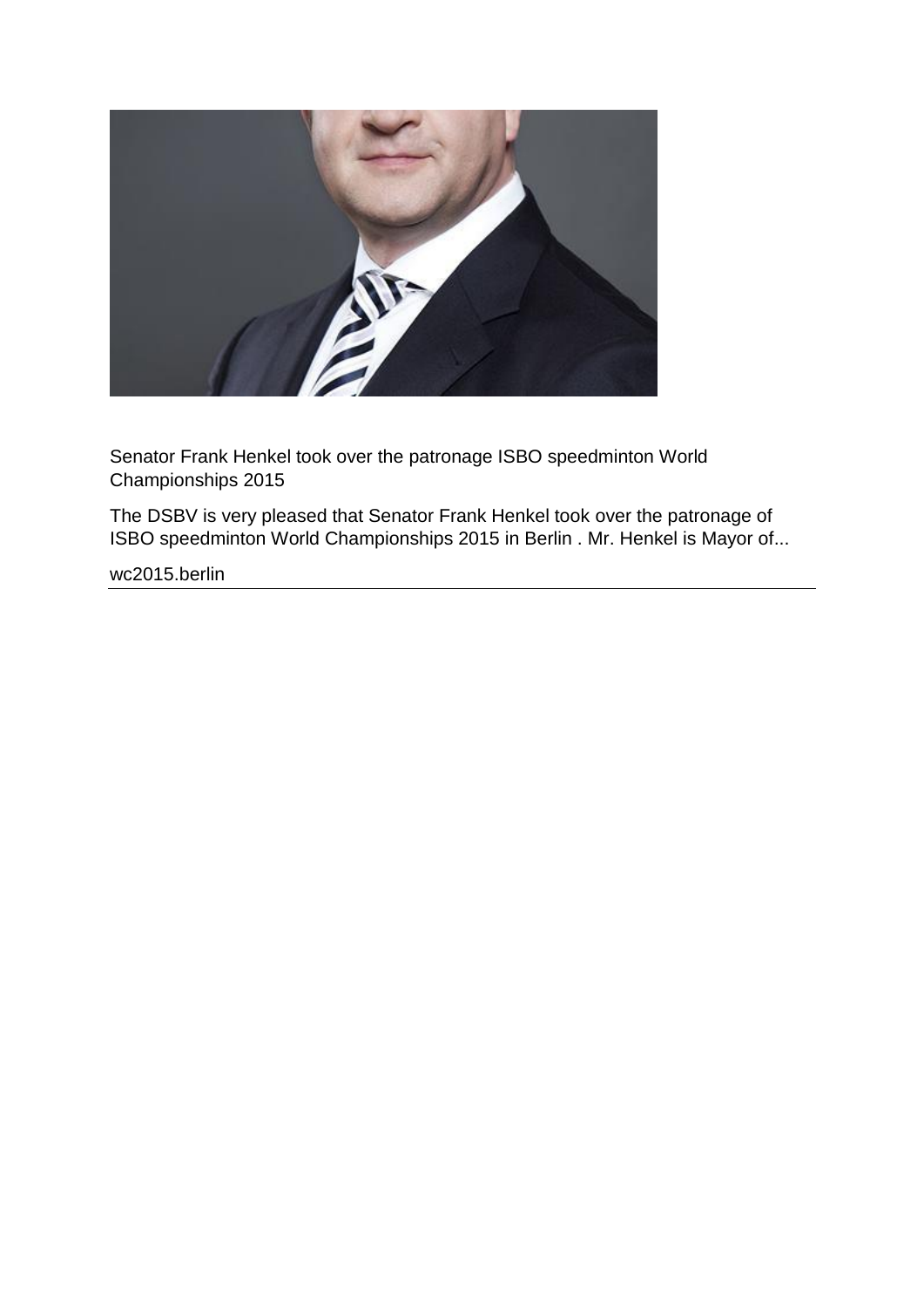Senator Frank Henkel took over the patronage ISBO speedminton World Championships 2015

The DSBV is very pleased that Senator Frank Henkel took over the patronage of ISBO speedminton World Championships 2015 in Berlin . Mr. Henkel is Mayor of...

wc2015.berlin